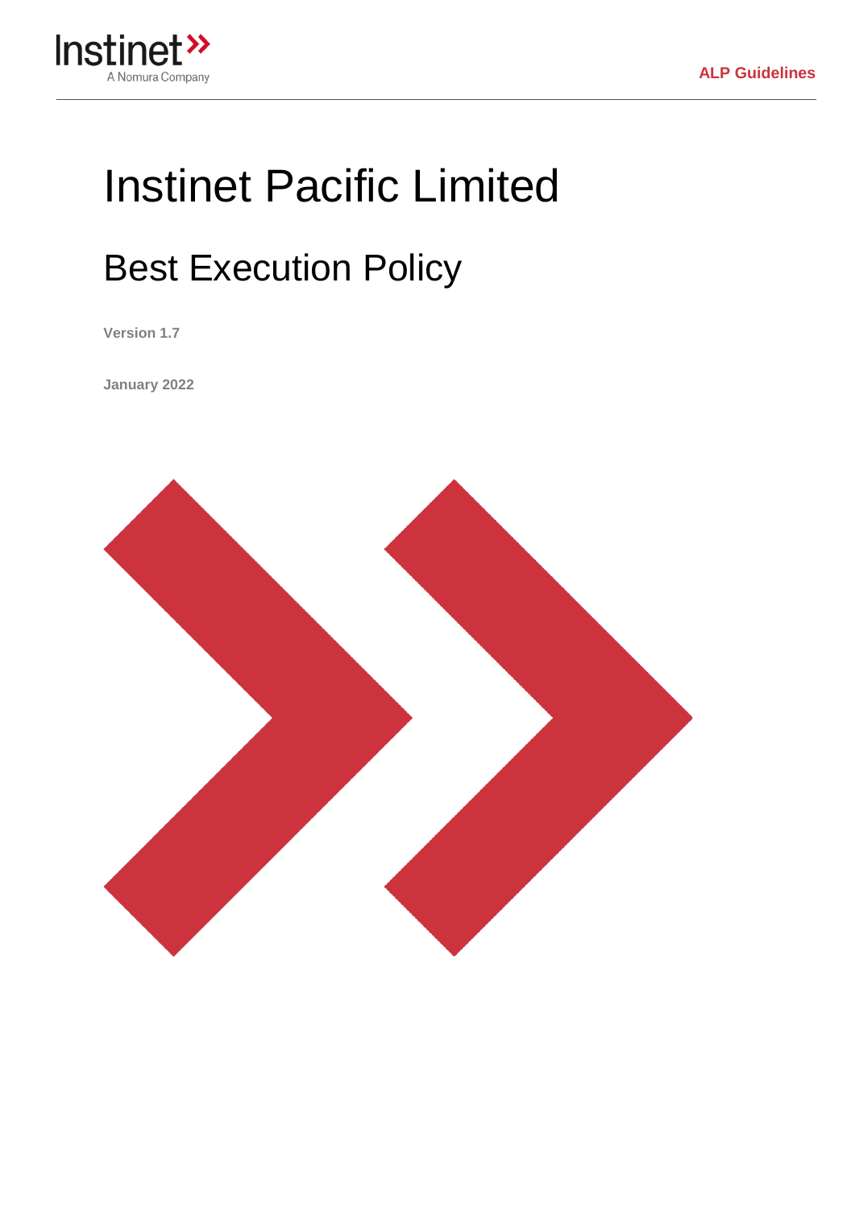# Instinet Pacific Limited

## Best Execution Policy

**Version 1.7**

**January 2022**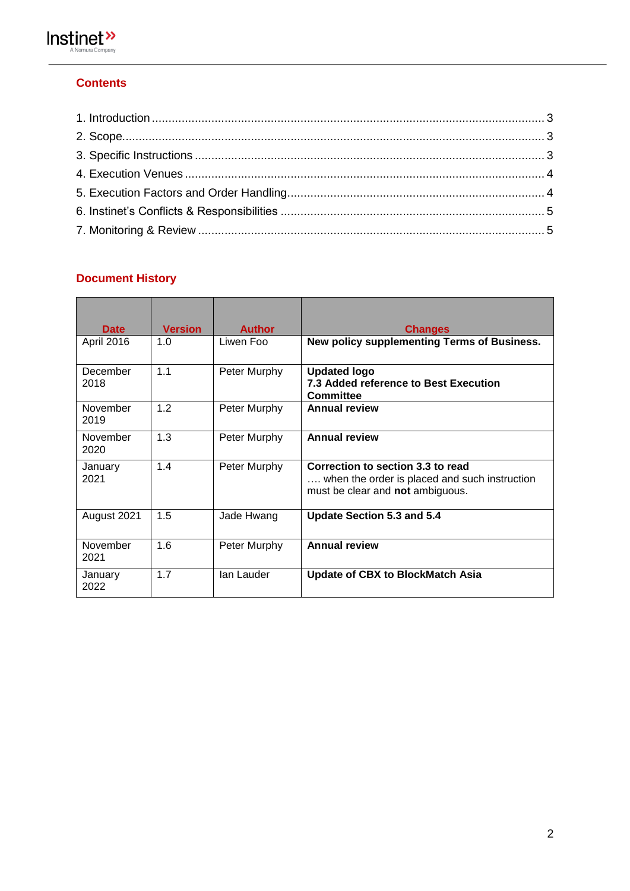## Contents

1. Introduction ..................................................................................................................... 3
2. Scope.............................................................................................................................. 3
3. Specific Instructions ....................................................................................................... 3
4. Execution Venues ........................................................................................................... 4
5. Execution Factors and Order Handling............................................................................. 4
6. Instinet's Conflicts & Responsibilities ............................................................................... 5
7. Monitoring & Review ....................................................................................................... 5

## Document History

| Date | Version | Author | Changes |
|---|---|---|---|
| April 2016 | 1.0 | Liwen Foo | **New policy supplementing Terms of Business.** |
| December 2018 | 1.1 | Peter Murphy | **Updated logo** <br> **7.3 Added reference to Best Execution Committee** |
| November 2019 | 1.2 | Peter Murphy | **Annual review** |
| November 2020 | 1.3 | Peter Murphy | **Annual review** |
| January 2021 | 1.4 | Peter Murphy | **Correction to section 3.3 to read** <br> …. when the order is placed and such instruction must be clear and **not** ambiguous. |
| August 2021 | 1.5 | Jade Hwang | **Update Section 5.3 and 5.4** |
| November 2021 | 1.6 | Peter Murphy | **Annual review** |
| January 2022 | 1.7 | Ian Lauder | **Update of CBX to BlockMatch Asia** |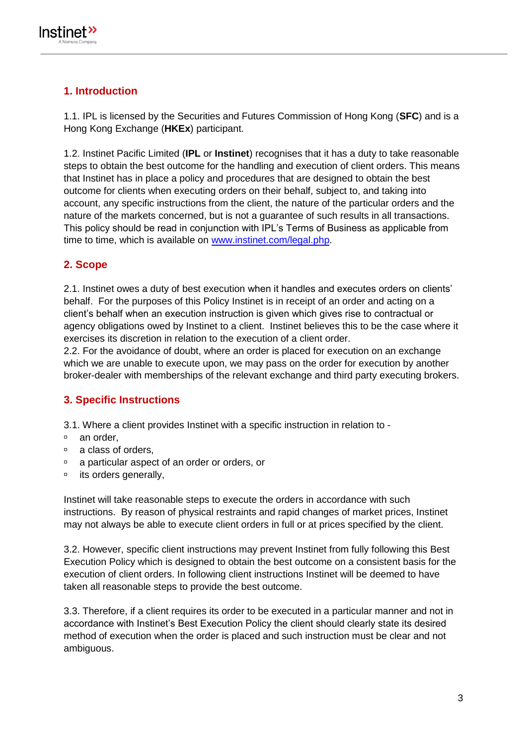## 1. Introduction

1.1. IPL is licensed by the Securities and Futures Commission of Hong Kong (**SFC**) and is a Hong Kong Exchange (**HKEx**) participant.

1.2. Instinet Pacific Limited (**IPL** or **Instinet**) recognises that it has a duty to take reasonable steps to obtain the best outcome for the handling and execution of client orders. This means that Instinet has in place a policy and procedures that are designed to obtain the best outcome for clients when executing orders on their behalf, subject to, and taking into account, any specific instructions from the client, the nature of the particular orders and the nature of the markets concerned, but is not a guarantee of such results in all transactions. This policy should be read in conjunction with IPL's Terms of Business as applicable from time to time, which is available on [www.instinet.com/legal.php](www.instinet.com/legal.php).

## 2. Scope

2.1. Instinet owes a duty of best execution when it handles and executes orders on clients' behalf. For the purposes of this Policy Instinet is in receipt of an order and acting on a client's behalf when an execution instruction is given which gives rise to contractual or agency obligations owed by Instinet to a client. Instinet believes this to be the case where it exercises its discretion in relation to the execution of a client order.

2.2. For the avoidance of doubt, where an order is placed for execution on an exchange which we are unable to execute upon, we may pass on the order for execution by another broker-dealer with memberships of the relevant exchange and third party executing brokers.

## 3. Specific Instructions

3.1. Where a client provides Instinet with a specific instruction in relation to -

- an order,
- a class of orders,
- a particular aspect of an order or orders, or
- its orders generally,

Instinet will take reasonable steps to execute the orders in accordance with such instructions. By reason of physical restraints and rapid changes of market prices, Instinet may not always be able to execute client orders in full or at prices specified by the client.

3.2. However, specific client instructions may prevent Instinet from fully following this Best Execution Policy which is designed to obtain the best outcome on a consistent basis for the execution of client orders. In following client instructions Instinet will be deemed to have taken all reasonable steps to provide the best outcome.

3.3. Therefore, if a client requires its order to be executed in a particular manner and not in accordance with Instinet's Best Execution Policy the client should clearly state its desired method of execution when the order is placed and such instruction must be clear and not ambiguous.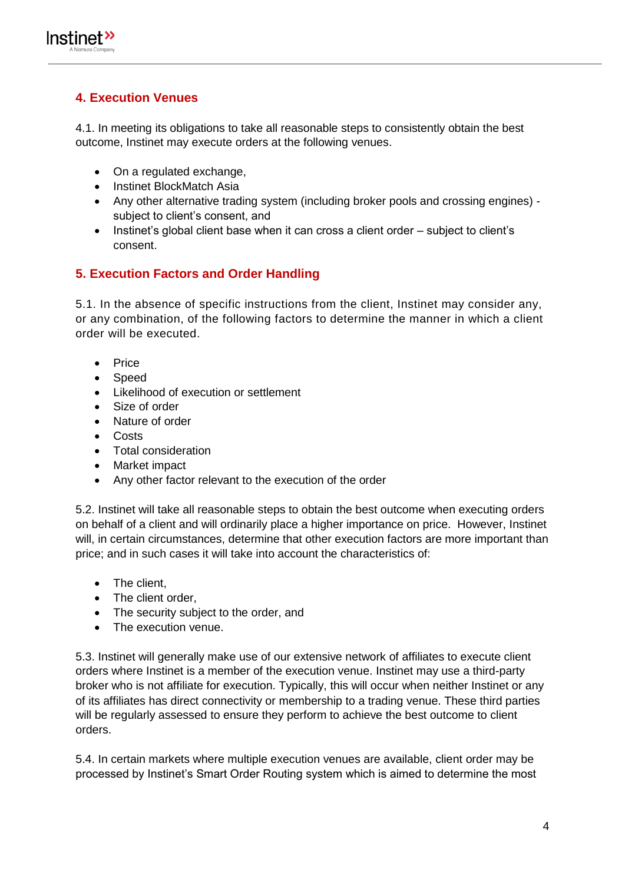## 4. Execution Venues

4.1. In meeting its obligations to take all reasonable steps to consistently obtain the best outcome, Instinet may execute orders at the following venues.

- On a regulated exchange,
- Instinet BlockMatch Asia
- Any other alternative trading system (including broker pools and crossing engines) - subject to client's consent, and
- Instinet's global client base when it can cross a client order – subject to client's consent.

## 5. Execution Factors and Order Handling

5.1. In the absence of specific instructions from the client, Instinet may consider any, or any combination, of the following factors to determine the manner in which a client order will be executed.

- Price
- Speed
- Likelihood of execution or settlement
- Size of order
- Nature of order
- Costs
- Total consideration
- Market impact
- Any other factor relevant to the execution of the order

5.2. Instinet will take all reasonable steps to obtain the best outcome when executing orders on behalf of a client and will ordinarily place a higher importance on price. However, Instinet will, in certain circumstances, determine that other execution factors are more important than price; and in such cases it will take into account the characteristics of:

- The client,
- The client order,
- The security subject to the order, and
- The execution venue.

5.3. Instinet will generally make use of our extensive network of affiliates to execute client orders where Instinet is a member of the execution venue. Instinet may use a third-party broker who is not affiliate for execution. Typically, this will occur when neither Instinet or any of its affiliates has direct connectivity or membership to a trading venue. These third parties will be regularly assessed to ensure they perform to achieve the best outcome to client orders.

5.4. In certain markets where multiple execution venues are available, client order may be processed by Instinet's Smart Order Routing system which is aimed to determine the most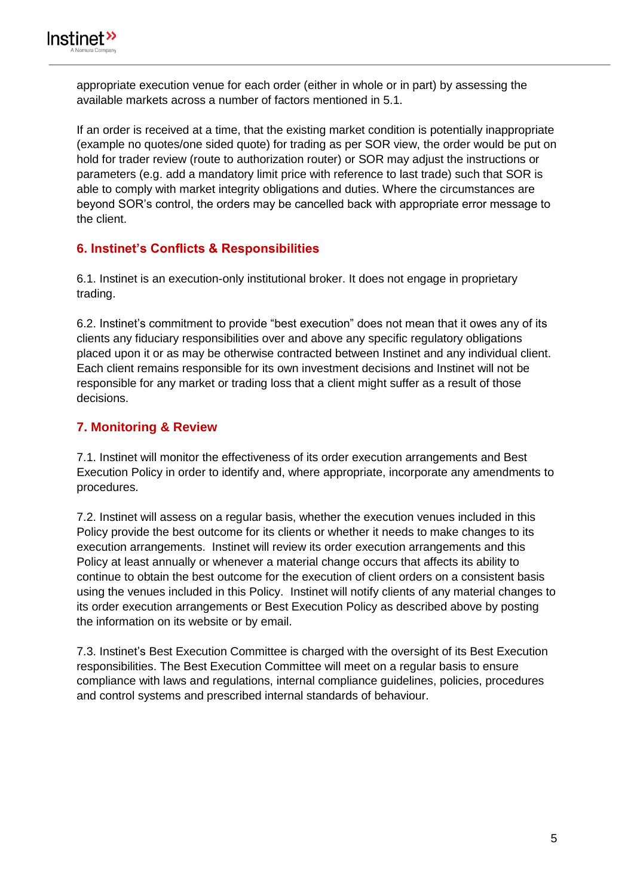appropriate execution venue for each order (either in whole or in part) by assessing the available markets across a number of factors mentioned in 5.1.

If an order is received at a time, that the existing market condition is potentially inappropriate (example no quotes/one sided quote) for trading as per SOR view, the order would be put on hold for trader review (route to authorization router) or SOR may adjust the instructions or parameters (e.g. add a mandatory limit price with reference to last trade) such that SOR is able to comply with market integrity obligations and duties. Where the circumstances are beyond SOR's control, the orders may be cancelled back with appropriate error message to the client.

## 6. Instinet's Conflicts & Responsibilities

6.1. Instinet is an execution-only institutional broker. It does not engage in proprietary trading.

6.2. Instinet's commitment to provide "best execution" does not mean that it owes any of its clients any fiduciary responsibilities over and above any specific regulatory obligations placed upon it or as may be otherwise contracted between Instinet and any individual client. Each client remains responsible for its own investment decisions and Instinet will not be responsible for any market or trading loss that a client might suffer as a result of those decisions.

## 7. Monitoring & Review

7.1. Instinet will monitor the effectiveness of its order execution arrangements and Best Execution Policy in order to identify and, where appropriate, incorporate any amendments to procedures.

7.2. Instinet will assess on a regular basis, whether the execution venues included in this Policy provide the best outcome for its clients or whether it needs to make changes to its execution arrangements. Instinet will review its order execution arrangements and this Policy at least annually or whenever a material change occurs that affects its ability to continue to obtain the best outcome for the execution of client orders on a consistent basis using the venues included in this Policy. Instinet will notify clients of any material changes to its order execution arrangements or Best Execution Policy as described above by posting the information on its website or by email.

7.3. Instinet's Best Execution Committee is charged with the oversight of its Best Execution responsibilities. The Best Execution Committee will meet on a regular basis to ensure compliance with laws and regulations, internal compliance guidelines, policies, procedures and control systems and prescribed internal standards of behaviour.